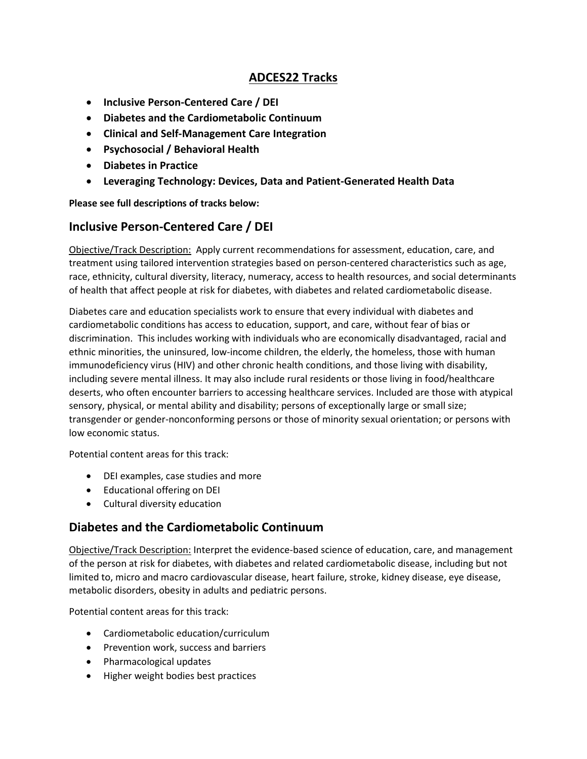# ADCES22 Tracks

- **Inclusive Person-Centered Care / DEI**
- **Diabetes and the Cardiometabolic Continuum**
- **Clinical and Self-Management Care Integration**
- **Psychosocial / Behavioral Health**
- **Diabetes in Practice**
- **Leveraging Technology: Devices, Data and Patient-Generated Health Data**

**Please see full descriptions of tracks below:**

## Inclusive Person-Centered Care / DEI

Objective/Track Description: Apply current recommendations for assessment, education, care, and treatment using tailored intervention strategies based on person-centered characteristics such as age, race, ethnicity, cultural diversity, literacy, numeracy, access to health resources, and social determinants of health that affect people at risk for diabetes, with diabetes and related cardiometabolic disease.

Diabetes care and education specialists work to ensure that every individual with diabetes and cardiometabolic conditions has access to education, support, and care, without fear of bias or discrimination. This includes working with individuals who are economically disadvantaged, racial and ethnic minorities, the uninsured, low-income children, the elderly, the homeless, those with human immunodeficiency virus (HIV) and other chronic health conditions, and those living with disability, including severe mental illness. It may also include rural residents or those living in food/healthcare deserts, who often encounter barriers to accessing healthcare services. Included are those with atypical sensory, physical, or mental ability and disability; persons of exceptionally large or small size; transgender or gender-nonconforming persons or those of minority sexual orientation; or persons with low economic status.

Potential content areas for this track:

- DEI examples, case studies and more
- Educational offering on DEI
- Cultural diversity education

## Diabetes and the Cardiometabolic Continuum

Objective/Track Description: Interpret the evidence-based science of education, care, and management of the person at risk for diabetes, with diabetes and related cardiometabolic disease, including but not limited to, micro and macro cardiovascular disease, heart failure, stroke, kidney disease, eye disease, metabolic disorders, obesity in adults and pediatric persons.

Potential content areas for this track:

- Cardiometabolic education/curriculum
- Prevention work, success and barriers
- Pharmacological updates
- Higher weight bodies best practices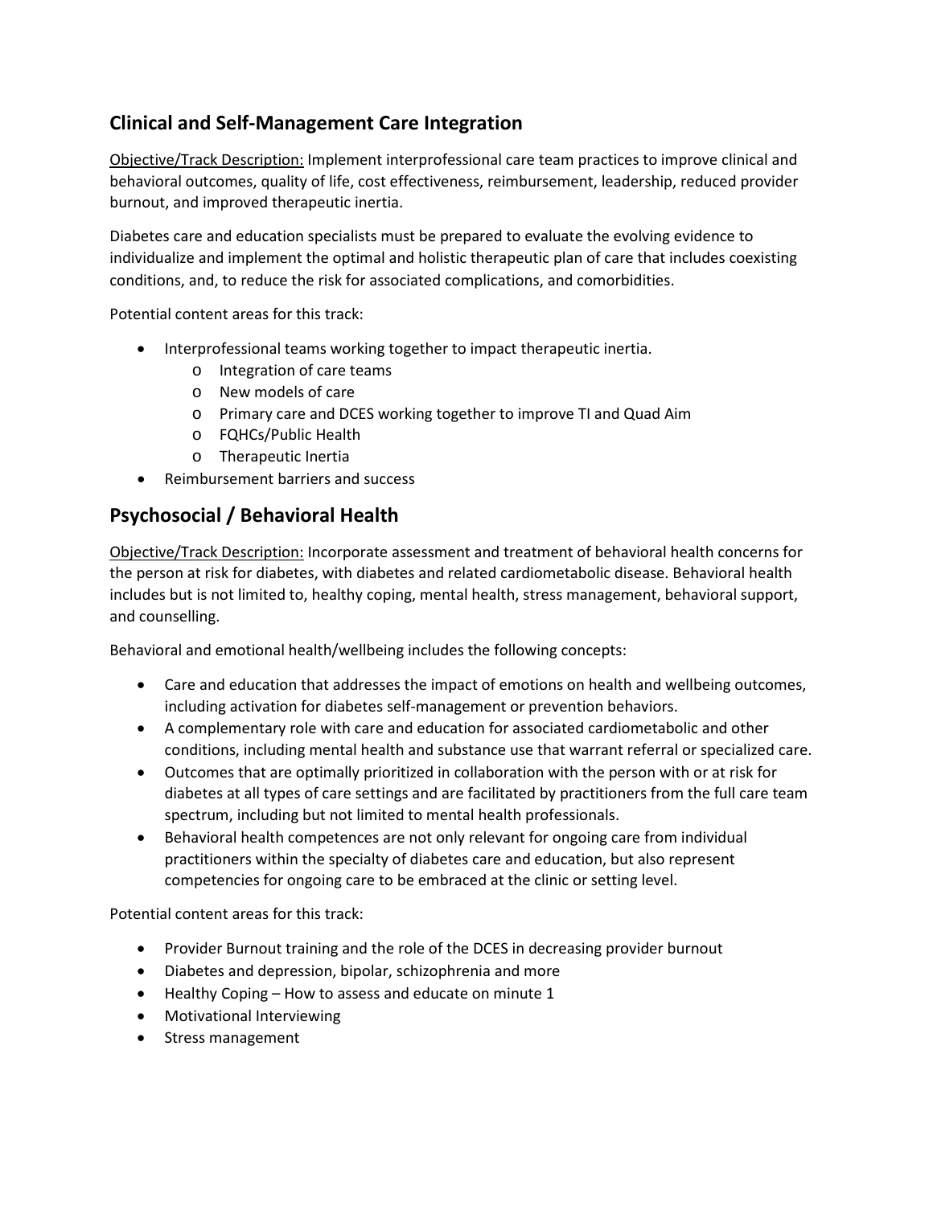## Clinical and Self-Management Care Integration

Objective/Track Description: Implement interprofessional care team practices to improve clinical and behavioral outcomes, quality of life, cost effectiveness, reimbursement, leadership, reduced provider burnout, and improved therapeutic inertia.

Diabetes care and education specialists must be prepared to evaluate the evolving evidence to individualize and implement the optimal and holistic therapeutic plan of care that includes coexisting conditions, and, to reduce the risk for associated complications, and comorbidities.

Potential content areas for this track:

- Interprofessional teams working together to impact therapeutic inertia.
  - Integration of care teams
  - New models of care
  - Primary care and DCES working together to improve TI and Quad Aim
  - FQHCs/Public Health
  - Therapeutic Inertia
- Reimbursement barriers and success

## Psychosocial / Behavioral Health

Objective/Track Description: Incorporate assessment and treatment of behavioral health concerns for the person at risk for diabetes, with diabetes and related cardiometabolic disease. Behavioral health includes but is not limited to, healthy coping, mental health, stress management, behavioral support, and counselling.

Behavioral and emotional health/wellbeing includes the following concepts:

- Care and education that addresses the impact of emotions on health and wellbeing outcomes, including activation for diabetes self-management or prevention behaviors.
- A complementary role with care and education for associated cardiometabolic and other conditions, including mental health and substance use that warrant referral or specialized care.
- Outcomes that are optimally prioritized in collaboration with the person with or at risk for diabetes at all types of care settings and are facilitated by practitioners from the full care team spectrum, including but not limited to mental health professionals.
- Behavioral health competences are not only relevant for ongoing care from individual practitioners within the specialty of diabetes care and education, but also represent competencies for ongoing care to be embraced at the clinic or setting level.

Potential content areas for this track:

- Provider Burnout training and the role of the DCES in decreasing provider burnout
- Diabetes and depression, bipolar, schizophrenia and more
- Healthy Coping – How to assess and educate on minute 1
- Motivational Interviewing
- Stress management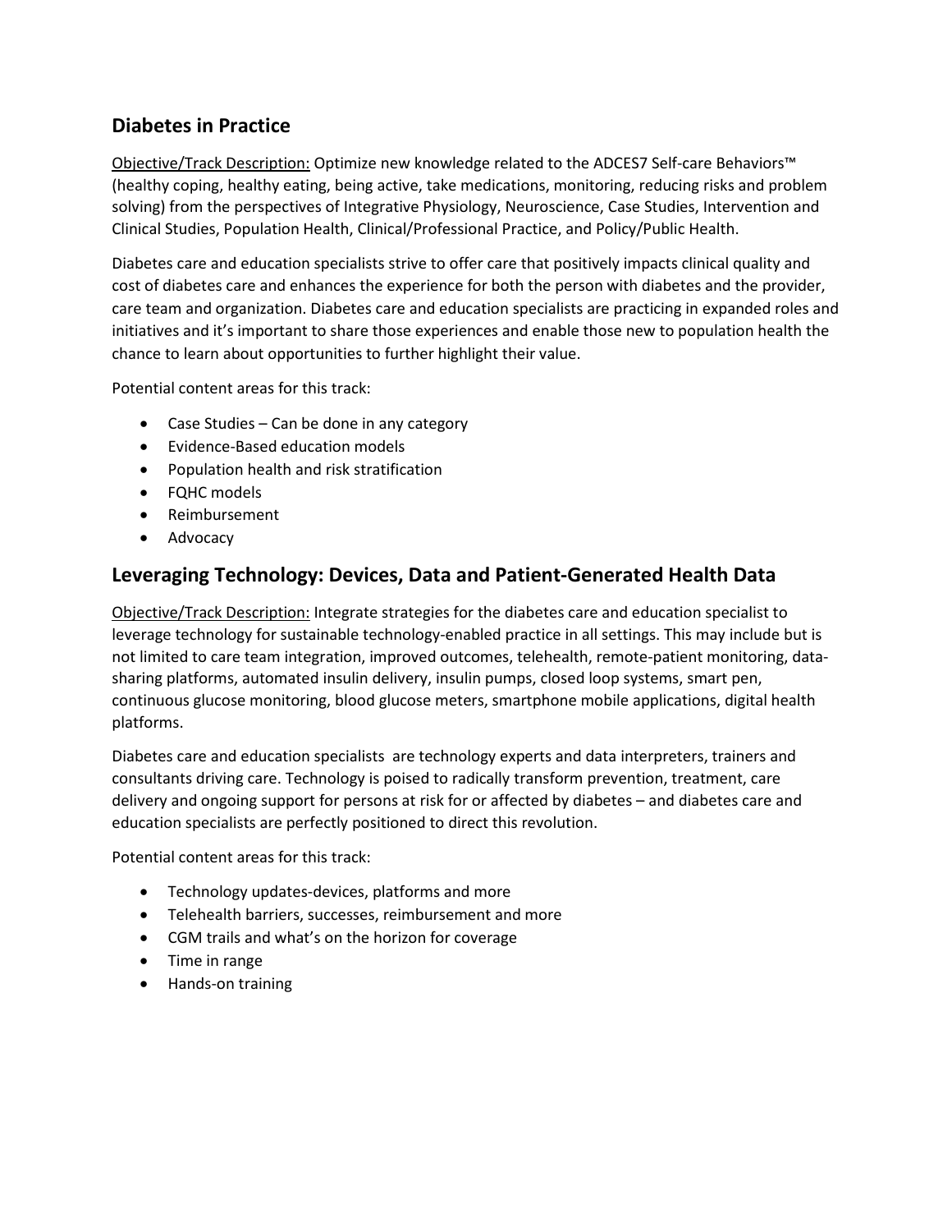## Diabetes in Practice

Objective/Track Description: Optimize new knowledge related to the ADCES7 Self-care Behaviors™ (healthy coping, healthy eating, being active, take medications, monitoring, reducing risks and problem solving) from the perspectives of Integrative Physiology, Neuroscience, Case Studies, Intervention and Clinical Studies, Population Health, Clinical/Professional Practice, and Policy/Public Health.

Diabetes care and education specialists strive to offer care that positively impacts clinical quality and cost of diabetes care and enhances the experience for both the person with diabetes and the provider, care team and organization. Diabetes care and education specialists are practicing in expanded roles and initiatives and it's important to share those experiences and enable those new to population health the chance to learn about opportunities to further highlight their value.

Potential content areas for this track:

- Case Studies – Can be done in any category
- Evidence-Based education models
- Population health and risk stratification
- FQHC models
- Reimbursement
- Advocacy

## Leveraging Technology: Devices, Data and Patient-Generated Health Data

Objective/Track Description: Integrate strategies for the diabetes care and education specialist to leverage technology for sustainable technology-enabled practice in all settings. This may include but is not limited to care team integration, improved outcomes, telehealth, remote-patient monitoring, data-sharing platforms, automated insulin delivery, insulin pumps, closed loop systems, smart pen, continuous glucose monitoring, blood glucose meters, smartphone mobile applications, digital health platforms.

Diabetes care and education specialists are technology experts and data interpreters, trainers and consultants driving care. Technology is poised to radically transform prevention, treatment, care delivery and ongoing support for persons at risk for or affected by diabetes – and diabetes care and education specialists are perfectly positioned to direct this revolution.

Potential content areas for this track:

- Technology updates-devices, platforms and more
- Telehealth barriers, successes, reimbursement and more
- CGM trails and what's on the horizon for coverage
- Time in range
- Hands-on training